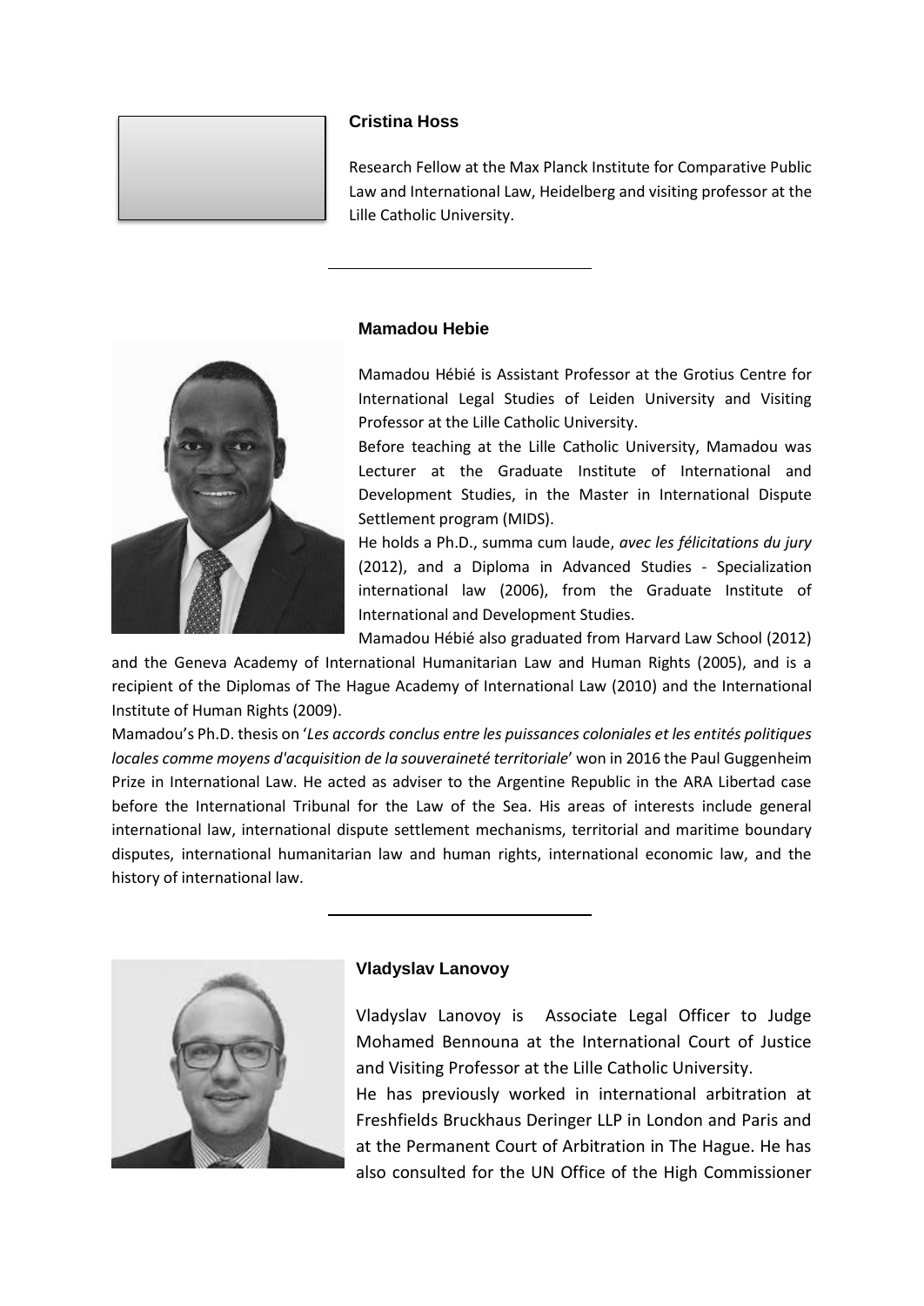### Cristina Hoss

Research Fellow at the Max Planck Institute for Comparative Public Law and International Law, Heidelberg and visiting professor at the Lille Catholic University.

---

### Mamadou Hebie

Mamadou Hébié is Assistant Professor at the Grotius Centre for International Legal Studies of Leiden University and Visiting Professor at the Lille Catholic University.

Before teaching at the Lille Catholic University, Mamadou was Lecturer at the Graduate Institute of International and Development Studies, in the Master in International Dispute Settlement program (MIDS).

He holds a Ph.D., summa cum laude, *avec les félicitations du jury* (2012), and a Diploma in Advanced Studies - Specialization international law (2006), from the Graduate Institute of International and Development Studies.

Mamadou Hébié also graduated from Harvard Law School (2012) and the Geneva Academy of International Humanitarian Law and Human Rights (2005), and is a recipient of the Diplomas of The Hague Academy of International Law (2010) and the International Institute of Human Rights (2009).

Mamadou's Ph.D. thesis on '*Les accords conclus entre les puissances coloniales et les entités politiques locales comme moyens d'acquisition de la souveraineté territoriale*' won in 2016 the Paul Guggenheim Prize in International Law. He acted as adviser to the Argentine Republic in the ARA Libertad case before the International Tribunal for the Law of the Sea. His areas of interests include general international law, international dispute settlement mechanisms, territorial and maritime boundary disputes, international humanitarian law and human rights, international economic law, and the history of international law.

---

### Vladyslav Lanovoy

Vladyslav Lanovoy is Associate Legal Officer to Judge Mohamed Bennouna at the International Court of Justice and Visiting Professor at the Lille Catholic University.

He has previously worked in international arbitration at Freshfields Bruckhaus Deringer LLP in London and Paris and at the Permanent Court of Arbitration in The Hague. He has also consulted for the UN Office of the High Commissioner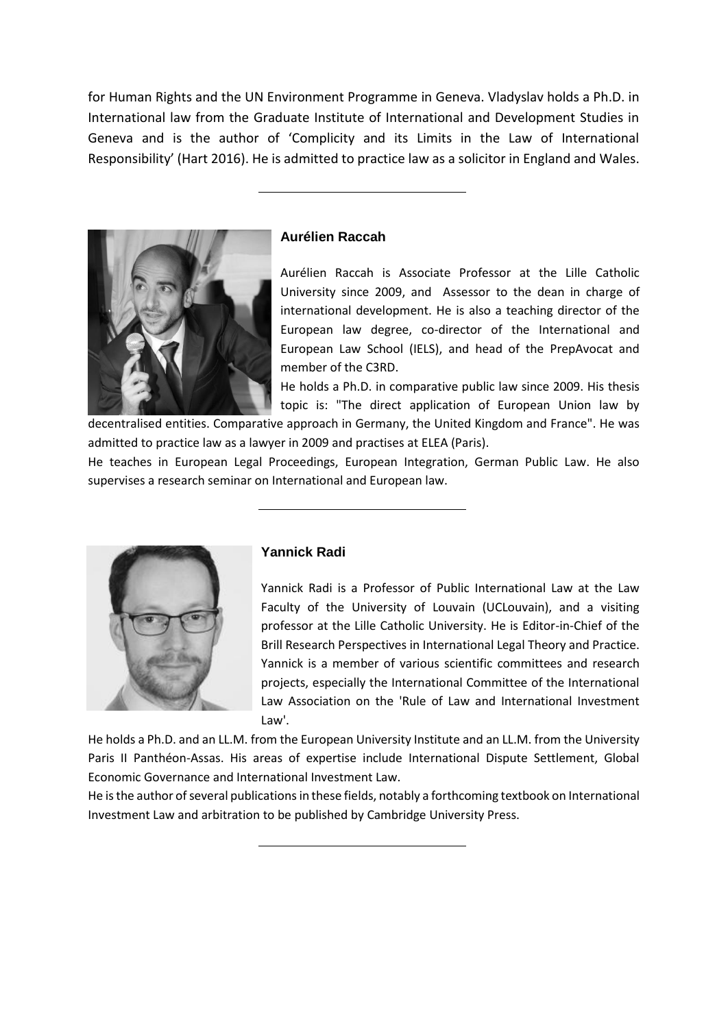for Human Rights and the UN Environment Programme in Geneva. Vladyslav holds a Ph.D. in International law from the Graduate Institute of International and Development Studies in Geneva and is the author of 'Complicity and its Limits in the Law of International Responsibility' (Hart 2016). He is admitted to practice law as a solicitor in England and Wales.

---

### Aurélien Raccah

Aurélien Raccah is Associate Professor at the Lille Catholic University since 2009, and Assessor to the dean in charge of international development. He is also a teaching director of the European law degree, co-director of the International and European Law School (IELS), and head of the PrepAvocat and member of the C3RD.

He holds a Ph.D. in comparative public law since 2009. His thesis topic is: "The direct application of European Union law by decentralised entities. Comparative approach in Germany, the United Kingdom and France". He was admitted to practice law as a lawyer in 2009 and practises at ELEA (Paris).

He teaches in European Legal Proceedings, European Integration, German Public Law. He also supervises a research seminar on International and European law.

---

### Yannick Radi

Yannick Radi is a Professor of Public International Law at the Law Faculty of the University of Louvain (UCLouvain), and a visiting professor at the Lille Catholic University. He is Editor-in-Chief of the Brill Research Perspectives in International Legal Theory and Practice. Yannick is a member of various scientific committees and research projects, especially the International Committee of the International Law Association on the 'Rule of Law and International Investment Law'.

He holds a Ph.D. and an LL.M. from the European University Institute and an LL.M. from the University Paris II Panthéon-Assas. His areas of expertise include International Dispute Settlement, Global Economic Governance and International Investment Law.

He is the author of several publications in these fields, notably a forthcoming textbook on International Investment Law and arbitration to be published by Cambridge University Press.

---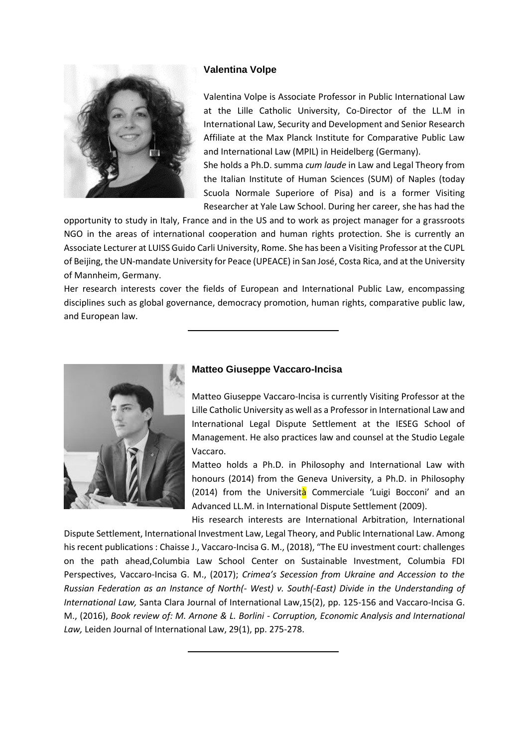### Valentina Volpe

Valentina Volpe is Associate Professor in Public International Law at the Lille Catholic University, Co-Director of the LL.M in International Law, Security and Development and Senior Research Affiliate at the Max Planck Institute for Comparative Public Law and International Law (MPIL) in Heidelberg (Germany).
She holds a Ph.D. summa *cum laude* in Law and Legal Theory from the Italian Institute of Human Sciences (SUM) of Naples (today Scuola Normale Superiore of Pisa) and is a former Visiting Researcher at Yale Law School. During her career, she has had the opportunity to study in Italy, France and in the US and to work as project manager for a grassroots NGO in the areas of international cooperation and human rights protection. She is currently an Associate Lecturer at LUISS Guido Carli University, Rome. She has been a Visiting Professor at the CUPL of Beijing, the UN-mandate University for Peace (UPEACE) in San José, Costa Rica, and at the University of Mannheim, Germany.
Her research interests cover the fields of European and International Public Law, encompassing disciplines such as global governance, democracy promotion, human rights, comparative public law, and European law.

---

### Matteo Giuseppe Vaccaro-Incisa

Matteo Giuseppe Vaccaro-Incisa is currently Visiting Professor at the Lille Catholic University as well as a Professor in International Law and International Legal Dispute Settlement at the IESEG School of Management. He also practices law and counsel at the Studio Legale Vaccaro.
Matteo holds a Ph.D. in Philosophy and International Law with honours (2014) from the Geneva University, a Ph.D. in Philosophy (2014) from the Università Commerciale 'Luigi Bocconi' and an Advanced LL.M. in International Dispute Settlement (2009).
His research interests are International Arbitration, International Dispute Settlement, International Investment Law, Legal Theory, and Public International Law. Among his recent publications : Chaisse J., Vaccaro-Incisa G. M., (2018), "The EU investment court: challenges on the path ahead,Columbia Law School Center on Sustainable Investment, Columbia FDI Perspectives, Vaccaro-Incisa G. M., (2017); *Crimea's Secession from Ukraine and Accession to the Russian Federation as an Instance of North(- West) v. South(-East) Divide in the Understanding of International Law,* Santa Clara Journal of International Law,15(2), pp. 125-156 and Vaccaro-Incisa G. M., (2016), *Book review of: M. Arnone & L. Borlini - Corruption, Economic Analysis and International Law,* Leiden Journal of International Law, 29(1), pp. 275-278.

---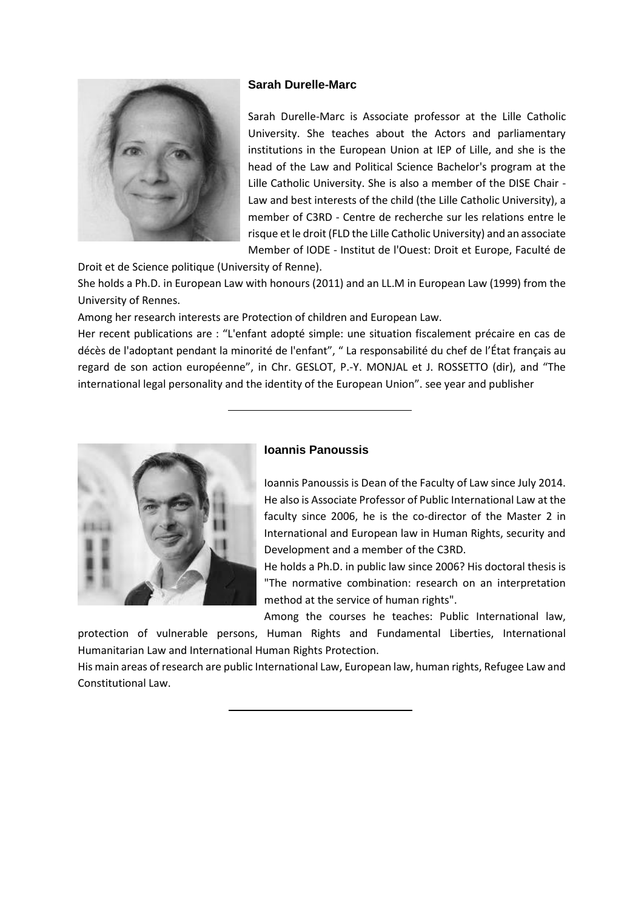### Sarah Durelle-Marc

Sarah Durelle-Marc is Associate professor at the Lille Catholic University. She teaches about the Actors and parliamentary institutions in the European Union at IEP of Lille, and she is the head of the Law and Political Science Bachelor's program at the Lille Catholic University. She is also a member of the DISE Chair - Law and best interests of the child (the Lille Catholic University), a member of C3RD - Centre de recherche sur les relations entre le risque et le droit (FLD the Lille Catholic University) and an associate Member of IODE - Institut de l'Ouest: Droit et Europe, Faculté de Droit et de Science politique (University of Renne).

She holds a Ph.D. in European Law with honours (2011) and an LL.M in European Law (1999) from the University of Rennes.

Among her research interests are Protection of children and European Law.

Her recent publications are : "L'enfant adopté simple: une situation fiscalement précaire en cas de décès de l'adoptant pendant la minorité de l'enfant", " La responsabilité du chef de l'État français au regard de son action européenne", in Chr. GESLOT, P.-Y. MONJAL et J. ROSSETTO (dir), and "The international legal personality and the identity of the European Union". see year and publisher

---

### Ioannis Panoussis

Ioannis Panoussis is Dean of the Faculty of Law since July 2014. He also is Associate Professor of Public International Law at the faculty since 2006, he is the co-director of the Master 2 in International and European law in Human Rights, security and Development and a member of the C3RD.

He holds a Ph.D. in public law since 2006? His doctoral thesis is "The normative combination: research on an interpretation method at the service of human rights".

Among the courses he teaches: Public International law, protection of vulnerable persons, Human Rights and Fundamental Liberties, International Humanitarian Law and International Human Rights Protection.

His main areas of research are public International Law, European law, human rights, Refugee Law and Constitutional Law.

---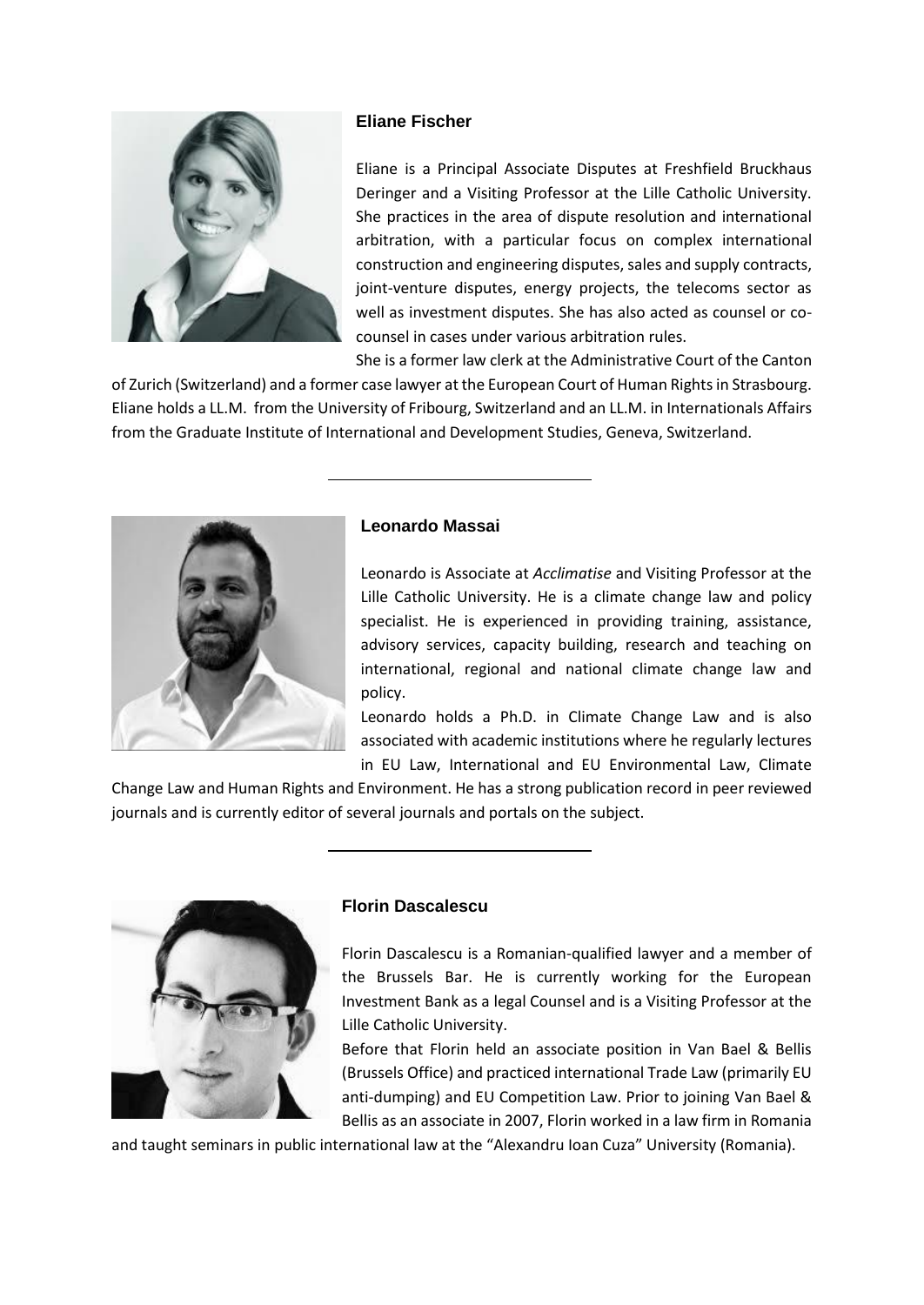### Eliane Fischer

Eliane is a Principal Associate Disputes at Freshfield Bruckhaus Deringer and a Visiting Professor at the Lille Catholic University. She practices in the area of dispute resolution and international arbitration, with a particular focus on complex international construction and engineering disputes, sales and supply contracts, joint-venture disputes, energy projects, the telecoms sector as well as investment disputes. She has also acted as counsel or co-counsel in cases under various arbitration rules.

She is a former law clerk at the Administrative Court of the Canton of Zurich (Switzerland) and a former case lawyer at the European Court of Human Rights in Strasbourg. Eliane holds a LL.M. from the University of Fribourg, Switzerland and an LL.M. in Internationals Affairs from the Graduate Institute of International and Development Studies, Geneva, Switzerland.

---

### Leonardo Massai

Leonardo is Associate at *Acclimatise* and Visiting Professor at the Lille Catholic University. He is a climate change law and policy specialist. He is experienced in providing training, assistance, advisory services, capacity building, research and teaching on international, regional and national climate change law and policy.

Leonardo holds a Ph.D. in Climate Change Law and is also associated with academic institutions where he regularly lectures in EU Law, International and EU Environmental Law, Climate Change Law and Human Rights and Environment. He has a strong publication record in peer reviewed journals and is currently editor of several journals and portals on the subject.

---

### Florin Dascalescu

Florin Dascalescu is a Romanian-qualified lawyer and a member of the Brussels Bar. He is currently working for the European Investment Bank as a legal Counsel and is a Visiting Professor at the Lille Catholic University.

Before that Florin held an associate position in Van Bael & Bellis (Brussels Office) and practiced international Trade Law (primarily EU anti-dumping) and EU Competition Law. Prior to joining Van Bael & Bellis as an associate in 2007, Florin worked in a law firm in Romania and taught seminars in public international law at the "Alexandru Ioan Cuza" University (Romania).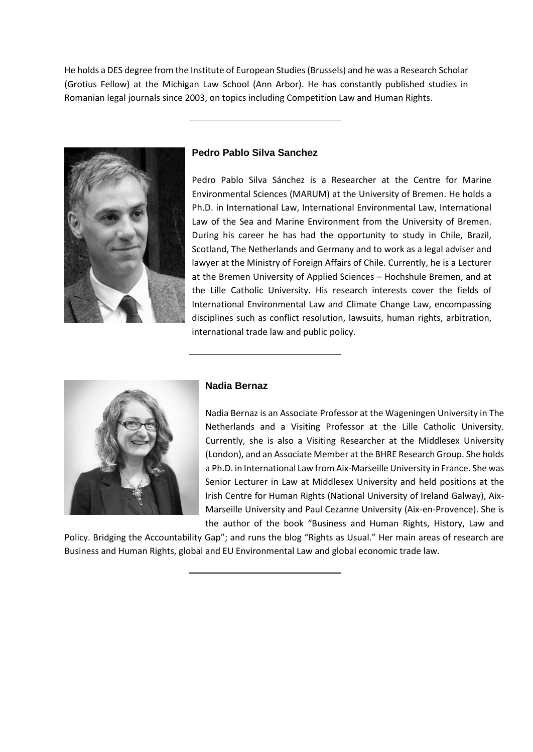He holds a DES degree from the Institute of European Studies (Brussels) and he was a Research Scholar (Grotius Fellow) at the Michigan Law School (Ann Arbor). He has constantly published studies in Romanian legal journals since 2003, on topics including Competition Law and Human Rights.

---

### Pedro Pablo Silva Sanchez

Pedro Pablo Silva Sánchez is a Researcher at the Centre for Marine Environmental Sciences (MARUM) at the University of Bremen. He holds a Ph.D. in International Law, International Environmental Law, International Law of the Sea and Marine Environment from the University of Bremen. During his career he has had the opportunity to study in Chile, Brazil, Scotland, The Netherlands and Germany and to work as a legal adviser and lawyer at the Ministry of Foreign Affairs of Chile. Currently, he is a Lecturer at the Bremen University of Applied Sciences – Hochshule Bremen, and at the Lille Catholic University. His research interests cover the fields of International Environmental Law and Climate Change Law, encompassing disciplines such as conflict resolution, lawsuits, human rights, arbitration, international trade law and public policy.

---

### Nadia Bernaz

Nadia Bernaz is an Associate Professor at the Wageningen University in The Netherlands and a Visiting Professor at the Lille Catholic University. Currently, she is also a Visiting Researcher at the Middlesex University (London), and an Associate Member at the BHRE Research Group. She holds a Ph.D. in International Law from Aix-Marseille University in France. She was Senior Lecturer in Law at Middlesex University and held positions at the Irish Centre for Human Rights (National University of Ireland Galway), Aix-Marseille University and Paul Cezanne University (Aix-en-Provence). She is the author of the book "Business and Human Rights, History, Law and Policy. Bridging the Accountability Gap"; and runs the blog "Rights as Usual." Her main areas of research are Business and Human Rights, global and EU Environmental Law and global economic trade law.

---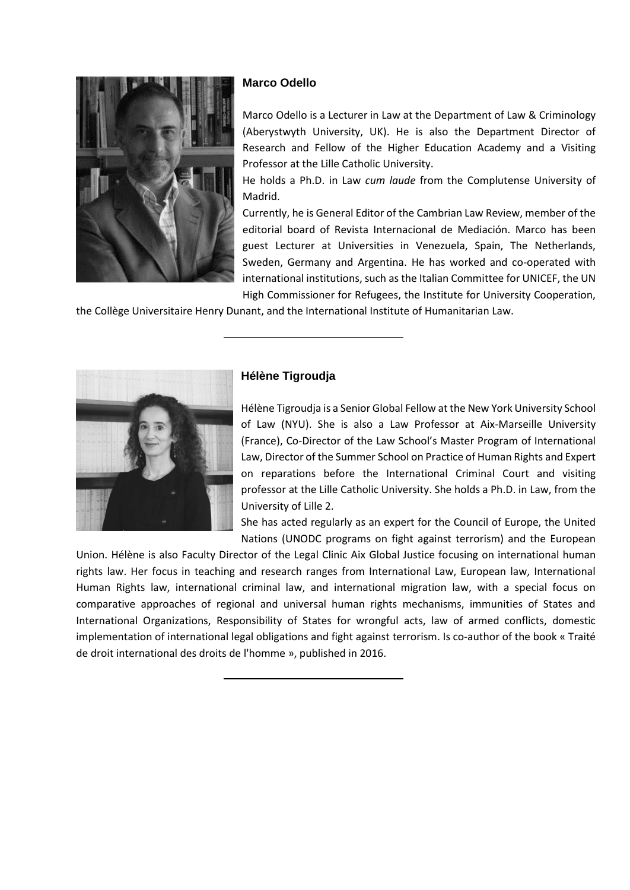### Marco Odello

Marco Odello is a Lecturer in Law at the Department of Law & Criminology (Aberystwyth University, UK). He is also the Department Director of Research and Fellow of the Higher Education Academy and a Visiting Professor at the Lille Catholic University.

He holds a Ph.D. in Law *cum laude* from the Complutense University of Madrid.

Currently, he is General Editor of the Cambrian Law Review, member of the editorial board of Revista Internacional de Mediación. Marco has been guest Lecturer at Universities in Venezuela, Spain, The Netherlands, Sweden, Germany and Argentina. He has worked and co-operated with international institutions, such as the Italian Committee for UNICEF, the UN High Commissioner for Refugees, the Institute for University Cooperation, the Collège Universitaire Henry Dunant, and the International Institute of Humanitarian Law.

---

### Hélène Tigroudja

Hélène Tigroudja is a Senior Global Fellow at the New York University School of Law (NYU). She is also a Law Professor at Aix-Marseille University (France), Co-Director of the Law School's Master Program of International Law, Director of the Summer School on Practice of Human Rights and Expert on reparations before the International Criminal Court and visiting professor at the Lille Catholic University. She holds a Ph.D. in Law, from the University of Lille 2.

She has acted regularly as an expert for the Council of Europe, the United Nations (UNODC programs on fight against terrorism) and the European Union. Hélène is also Faculty Director of the Legal Clinic Aix Global Justice focusing on international human rights law. Her focus in teaching and research ranges from International Law, European law, International Human Rights law, international criminal law, and international migration law, with a special focus on comparative approaches of regional and universal human rights mechanisms, immunities of States and International Organizations, Responsibility of States for wrongful acts, law of armed conflicts, domestic implementation of international legal obligations and fight against terrorism. Is co-author of the book « Traité de droit international des droits de l'homme », published in 2016.

---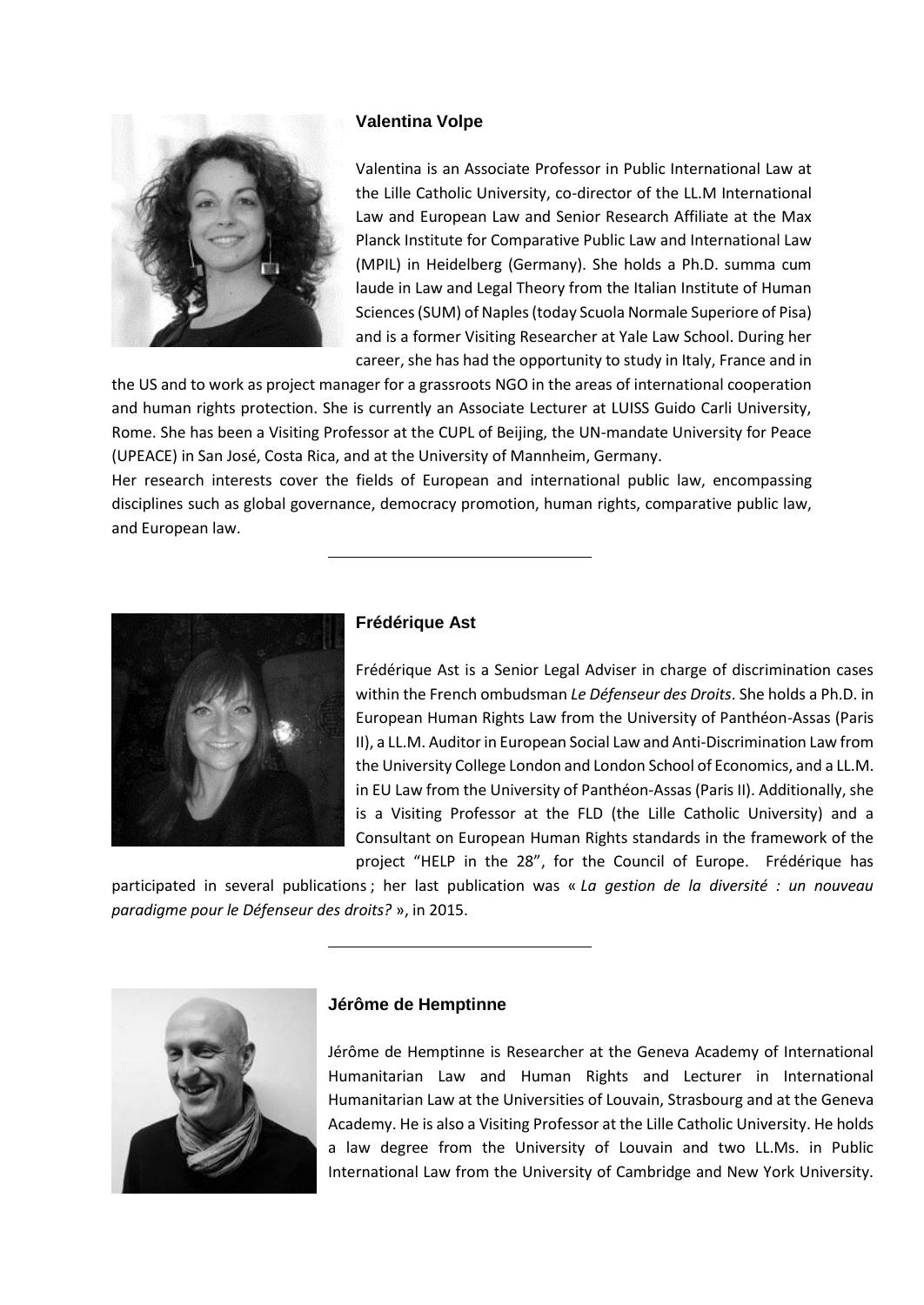### Valentina Volpe

Valentina is an Associate Professor in Public International Law at the Lille Catholic University, co-director of the LL.M International Law and European Law and Senior Research Affiliate at the Max Planck Institute for Comparative Public Law and International Law (MPIL) in Heidelberg (Germany). She holds a Ph.D. summa cum laude in Law and Legal Theory from the Italian Institute of Human Sciences (SUM) of Naples (today Scuola Normale Superiore of Pisa) and is a former Visiting Researcher at Yale Law School. During her career, she has had the opportunity to study in Italy, France and in the US and to work as project manager for a grassroots NGO in the areas of international cooperation and human rights protection. She is currently an Associate Lecturer at LUISS Guido Carli University, Rome. She has been a Visiting Professor at the CUPL of Beijing, the UN-mandate University for Peace (UPEACE) in San José, Costa Rica, and at the University of Mannheim, Germany.

Her research interests cover the fields of European and international public law, encompassing disciplines such as global governance, democracy promotion, human rights, comparative public law, and European law.

---

### Frédérique Ast

Frédérique Ast is a Senior Legal Adviser in charge of discrimination cases within the French ombudsman *Le Défenseur des Droits*. She holds a Ph.D. in European Human Rights Law from the University of Panthéon-Assas (Paris II), a LL.M. Auditor in European Social Law and Anti-Discrimination Law from the University College London and London School of Economics, and a LL.M. in EU Law from the University of Panthéon-Assas (Paris II). Additionally, she is a Visiting Professor at the FLD (the Lille Catholic University) and a Consultant on European Human Rights standards in the framework of the project "HELP in the 28", for the Council of Europe. Frédérique has participated in several publications ; her last publication was « *La gestion de la diversité : un nouveau paradigme pour le Défenseur des droits?* », in 2015.

---

### Jérôme de Hemptinne

Jérôme de Hemptinne is Researcher at the Geneva Academy of International Humanitarian Law and Human Rights and Lecturer in International Humanitarian Law at the Universities of Louvain, Strasbourg and at the Geneva Academy. He is also a Visiting Professor at the Lille Catholic University. He holds a law degree from the University of Louvain and two LL.Ms. in Public International Law from the University of Cambridge and New York University.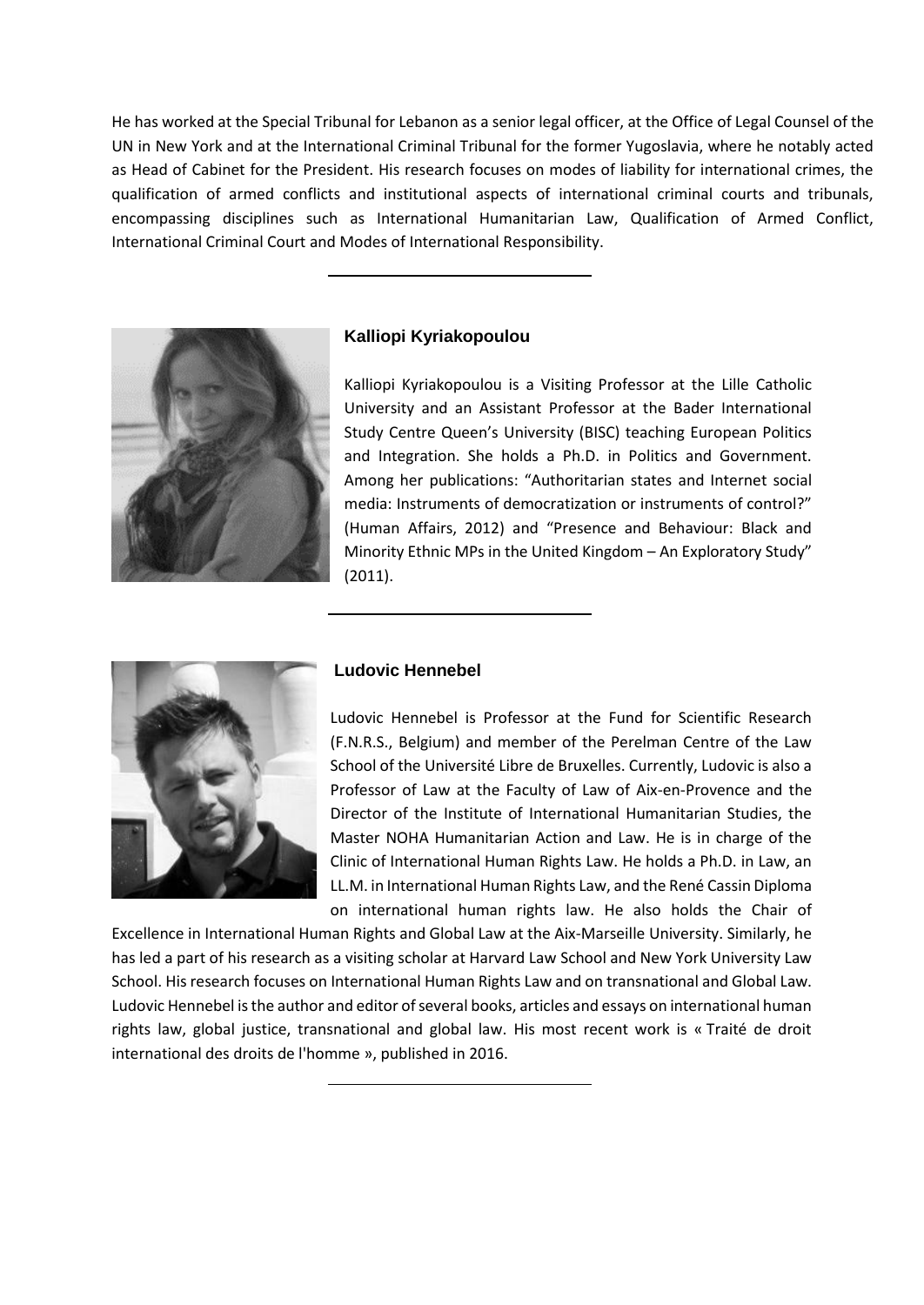He has worked at the Special Tribunal for Lebanon as a senior legal officer, at the Office of Legal Counsel of the UN in New York and at the International Criminal Tribunal for the former Yugoslavia, where he notably acted as Head of Cabinet for the President. His research focuses on modes of liability for international crimes, the qualification of armed conflicts and institutional aspects of international criminal courts and tribunals, encompassing disciplines such as International Humanitarian Law, Qualification of Armed Conflict, International Criminal Court and Modes of International Responsibility.

---

### Kalliopi Kyriakopoulou

Kalliopi Kyriakopoulou is a Visiting Professor at the Lille Catholic University and an Assistant Professor at the Bader International Study Centre Queen's University (BISC) teaching European Politics and Integration. She holds a Ph.D. in Politics and Government. Among her publications: "Authoritarian states and Internet social media: Instruments of democratization or instruments of control?" (Human Affairs, 2012) and "Presence and Behaviour: Black and Minority Ethnic MPs in the United Kingdom – An Exploratory Study" (2011).

---

### Ludovic Hennebel

Ludovic Hennebel is Professor at the Fund for Scientific Research (F.N.R.S., Belgium) and member of the Perelman Centre of the Law School of the Université Libre de Bruxelles. Currently, Ludovic is also a Professor of Law at the Faculty of Law of Aix-en-Provence and the Director of the Institute of International Humanitarian Studies, the Master NOHA Humanitarian Action and Law. He is in charge of the Clinic of International Human Rights Law. He holds a Ph.D. in Law, an LL.M. in International Human Rights Law, and the René Cassin Diploma on international human rights law. He also holds the Chair of Excellence in International Human Rights and Global Law at the Aix-Marseille University. Similarly, he has led a part of his research as a visiting scholar at Harvard Law School and New York University Law School. His research focuses on International Human Rights Law and on transnational and Global Law. Ludovic Hennebel is the author and editor of several books, articles and essays on international human rights law, global justice, transnational and global law. His most recent work is « Traité de droit international des droits de l'homme », published in 2016.

---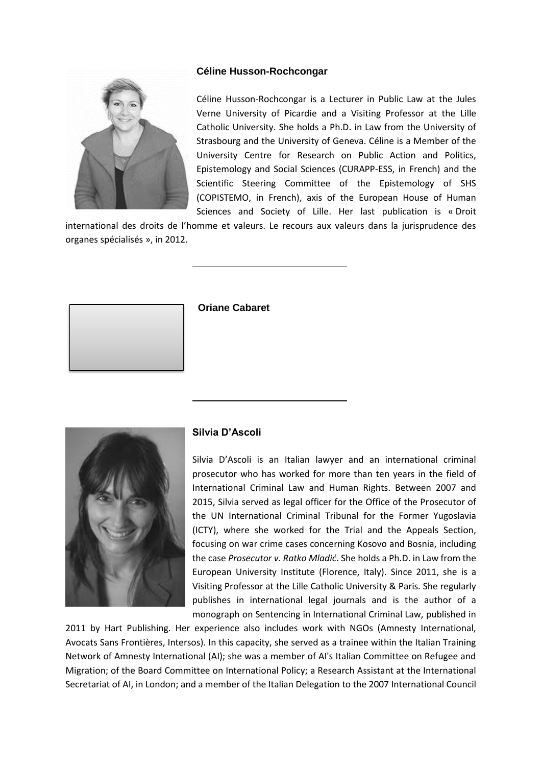### Céline Husson-Rochcongar

Céline Husson-Rochcongar is a Lecturer in Public Law at the Jules Verne University of Picardie and a Visiting Professor at the Lille Catholic University. She holds a Ph.D. in Law from the University of Strasbourg and the University of Geneva. Céline is a Member of the University Centre for Research on Public Action and Politics, Epistemology and Social Sciences (CURAPP-ESS, in French) and the Scientific Steering Committee of the Epistemology of SHS (COPISTEMO, in French), axis of the European House of Human Sciences and Society of Lille. Her last publication is « Droit international des droits de l'homme et valeurs. Le recours aux valeurs dans la jurisprudence des organes spécialisés », in 2012.

---

### Oriane Cabaret

---

### Silvia D'Ascoli

Silvia D'Ascoli is an Italian lawyer and an international criminal prosecutor who has worked for more than ten years in the field of International Criminal Law and Human Rights. Between 2007 and 2015, Silvia served as legal officer for the Office of the Prosecutor of the UN International Criminal Tribunal for the Former Yugoslavia (ICTY), where she worked for the Trial and the Appeals Section, focusing on war crime cases concerning Kosovo and Bosnia, including the case *Prosecutor v. Ratko Mladić*. She holds a Ph.D. in Law from the European University Institute (Florence, Italy). Since 2011, she is a Visiting Professor at the Lille Catholic University & Paris. She regularly publishes in international legal journals and is the author of a monograph on Sentencing in International Criminal Law, published in 2011 by Hart Publishing. Her experience also includes work with NGOs (Amnesty International, Avocats Sans Frontières, Intersos). In this capacity, she served as a trainee within the Italian Training Network of Amnesty International (AI); she was a member of AI's Italian Committee on Refugee and Migration; of the Board Committee on International Policy; a Research Assistant at the International Secretariat of AI, in London; and a member of the Italian Delegation to the 2007 International Council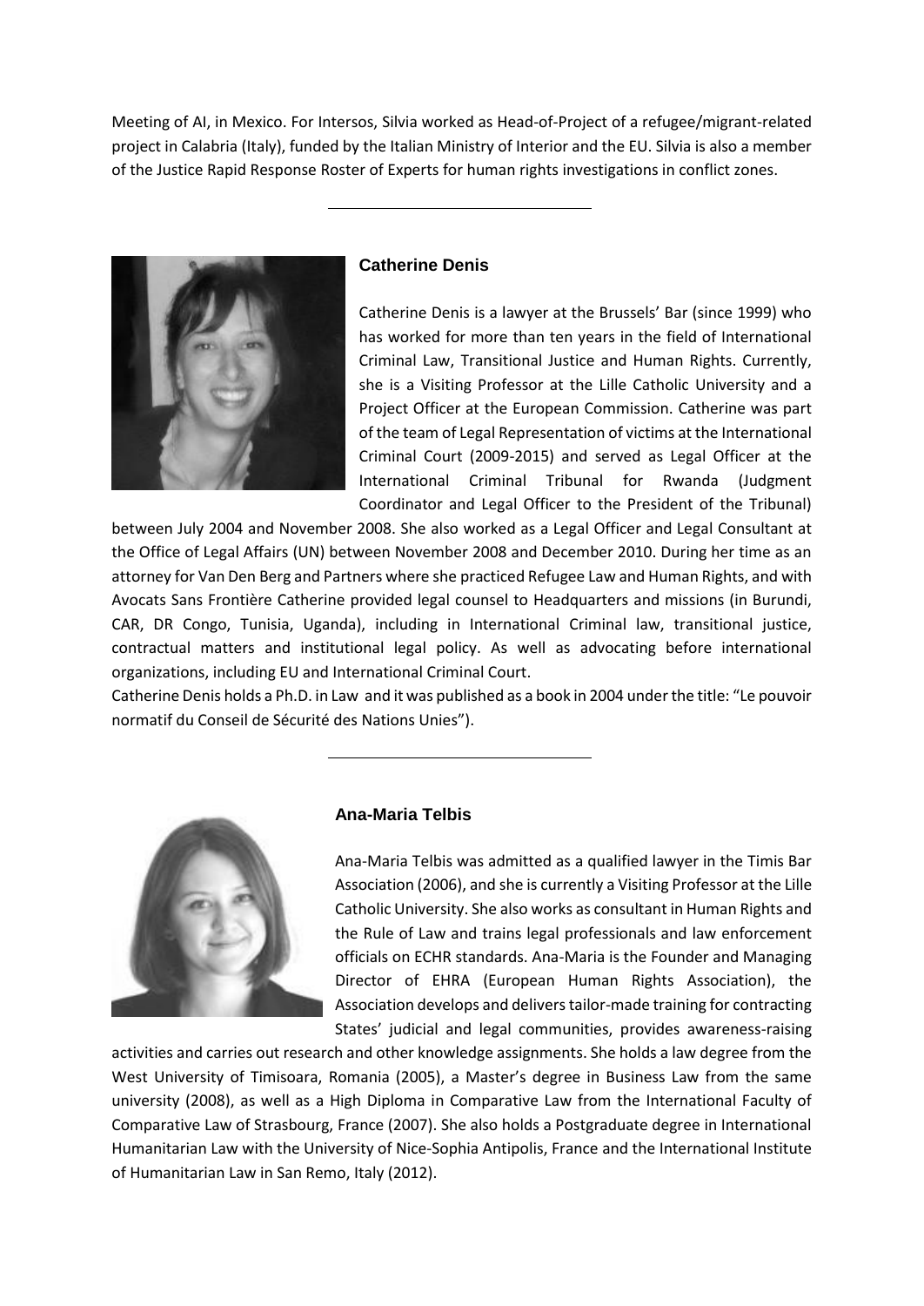Meeting of AI, in Mexico. For Intersos, Silvia worked as Head-of-Project of a refugee/migrant-related project in Calabria (Italy), funded by the Italian Ministry of Interior and the EU. Silvia is also a member of the Justice Rapid Response Roster of Experts for human rights investigations in conflict zones.

---

### Catherine Denis

Catherine Denis is a lawyer at the Brussels' Bar (since 1999) who has worked for more than ten years in the field of International Criminal Law, Transitional Justice and Human Rights. Currently, she is a Visiting Professor at the Lille Catholic University and a Project Officer at the European Commission. Catherine was part of the team of Legal Representation of victims at the International Criminal Court (2009-2015) and served as Legal Officer at the International Criminal Tribunal for Rwanda (Judgment Coordinator and Legal Officer to the President of the Tribunal) between July 2004 and November 2008. She also worked as a Legal Officer and Legal Consultant at the Office of Legal Affairs (UN) between November 2008 and December 2010. During her time as an attorney for Van Den Berg and Partners where she practiced Refugee Law and Human Rights, and with Avocats Sans Frontière Catherine provided legal counsel to Headquarters and missions (in Burundi, CAR, DR Congo, Tunisia, Uganda), including in International Criminal law, transitional justice, contractual matters and institutional legal policy. As well as advocating before international organizations, including EU and International Criminal Court.

Catherine Denis holds a Ph.D. in Law and it was published as a book in 2004 under the title: "Le pouvoir normatif du Conseil de Sécurité des Nations Unies").

---

### Ana-Maria Telbis

Ana-Maria Telbis was admitted as a qualified lawyer in the Timis Bar Association (2006), and she is currently a Visiting Professor at the Lille Catholic University. She also works as consultant in Human Rights and the Rule of Law and trains legal professionals and law enforcement officials on ECHR standards. Ana-Maria is the Founder and Managing Director of EHRA (European Human Rights Association), the Association develops and delivers tailor-made training for contracting States' judicial and legal communities, provides awareness-raising activities and carries out research and other knowledge assignments. She holds a law degree from the West University of Timisoara, Romania (2005), a Master's degree in Business Law from the same university (2008), as well as a High Diploma in Comparative Law from the International Faculty of Comparative Law of Strasbourg, France (2007). She also holds a Postgraduate degree in International Humanitarian Law with the University of Nice-Sophia Antipolis, France and the International Institute of Humanitarian Law in San Remo, Italy (2012).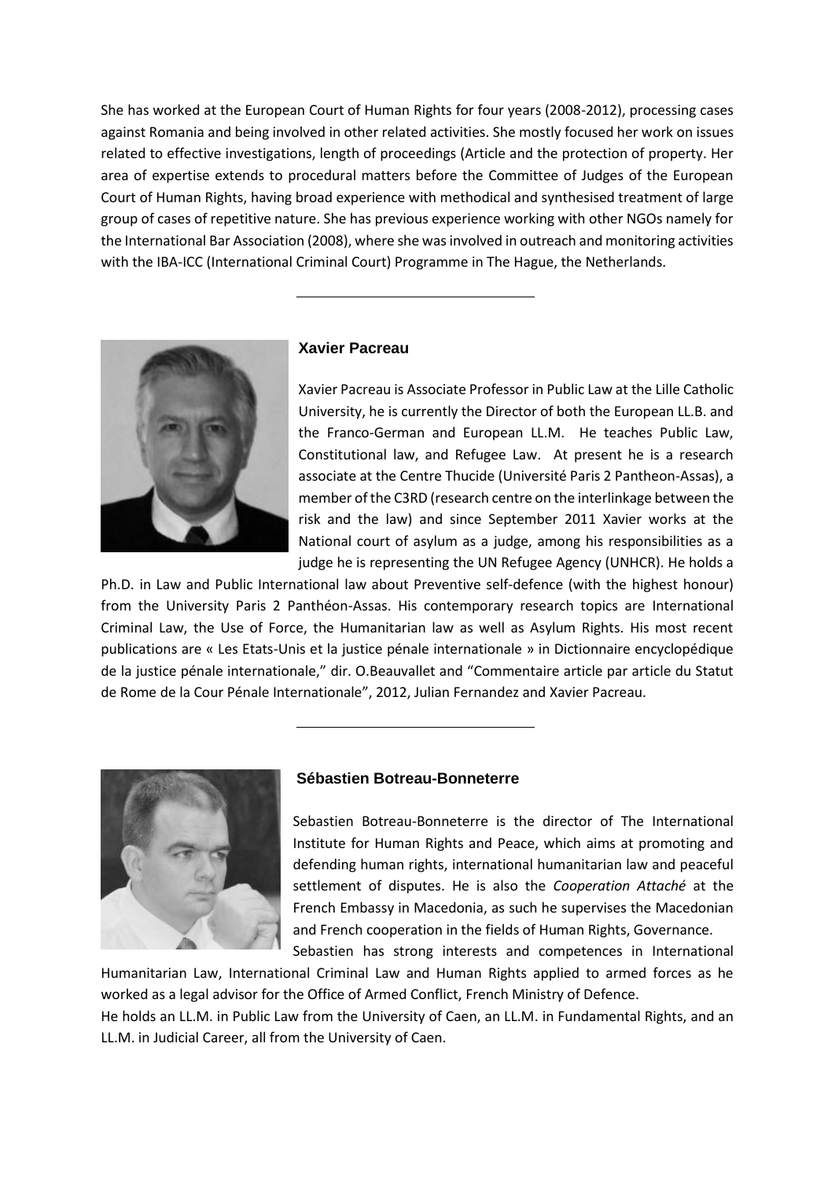She has worked at the European Court of Human Rights for four years (2008-2012), processing cases against Romania and being involved in other related activities. She mostly focused her work on issues related to effective investigations, length of proceedings (Article and the protection of property. Her area of expertise extends to procedural matters before the Committee of Judges of the European Court of Human Rights, having broad experience with methodical and synthesised treatment of large group of cases of repetitive nature. She has previous experience working with other NGOs namely for the International Bar Association (2008), where she was involved in outreach and monitoring activities with the IBA-ICC (International Criminal Court) Programme in The Hague, the Netherlands.

---

### Xavier Pacreau

Xavier Pacreau is Associate Professor in Public Law at the Lille Catholic University, he is currently the Director of both the European LL.B. and the Franco-German and European LL.M. He teaches Public Law, Constitutional law, and Refugee Law. At present he is a research associate at the Centre Thucide (Université Paris 2 Pantheon-Assas), a member of the C3RD (research centre on the interlinkage between the risk and the law) and since September 2011 Xavier works at the National court of asylum as a judge, among his responsibilities as a judge he is representing the UN Refugee Agency (UNHCR). He holds a Ph.D. in Law and Public International law about Preventive self-defence (with the highest honour) from the University Paris 2 Panthéon-Assas. His contemporary research topics are International Criminal Law, the Use of Force, the Humanitarian law as well as Asylum Rights. His most recent publications are « Les Etats-Unis et la justice pénale internationale » in Dictionnaire encyclopédique de la justice pénale internationale," dir. O.Beauvallet and "Commentaire article par article du Statut de Rome de la Cour Pénale Internationale", 2012, Julian Fernandez and Xavier Pacreau.

---

### Sébastien Botreau-Bonneterre

Sebastien Botreau-Bonneterre is the director of The International Institute for Human Rights and Peace, which aims at promoting and defending human rights, international humanitarian law and peaceful settlement of disputes. He is also the *Cooperation Attaché* at the French Embassy in Macedonia, as such he supervises the Macedonian and French cooperation in the fields of Human Rights, Governance.

Sebastien has strong interests and competences in International Humanitarian Law, International Criminal Law and Human Rights applied to armed forces as he worked as a legal advisor for the Office of Armed Conflict, French Ministry of Defence.

He holds an LL.M. in Public Law from the University of Caen, an LL.M. in Fundamental Rights, and an LL.M. in Judicial Career, all from the University of Caen.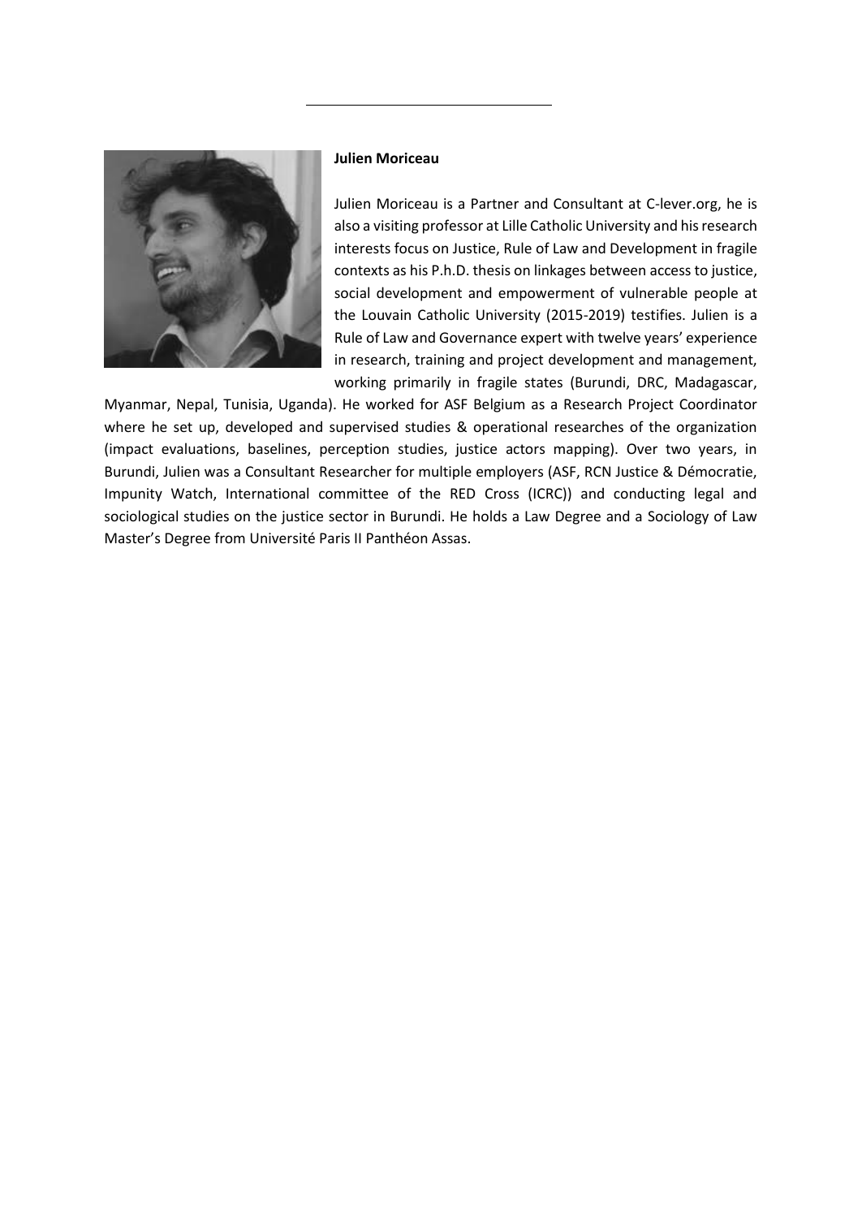**Julien Moriceau**

Julien Moriceau is a Partner and Consultant at C-lever.org, he is also a visiting professor at Lille Catholic University and his research interests focus on Justice, Rule of Law and Development in fragile contexts as his P.h.D. thesis on linkages between access to justice, social development and empowerment of vulnerable people at the Louvain Catholic University (2015-2019) testifies. Julien is a Rule of Law and Governance expert with twelve years' experience in research, training and project development and management, working primarily in fragile states (Burundi, DRC, Madagascar, Myanmar, Nepal, Tunisia, Uganda). He worked for ASF Belgium as a Research Project Coordinator where he set up, developed and supervised studies & operational researches of the organization (impact evaluations, baselines, perception studies, justice actors mapping). Over two years, in Burundi, Julien was a Consultant Researcher for multiple employers (ASF, RCN Justice & Démocratie, Impunity Watch, International committee of the RED Cross (ICRC)) and conducting legal and sociological studies on the justice sector in Burundi. He holds a Law Degree and a Sociology of Law Master's Degree from Université Paris II Panthéon Assas.